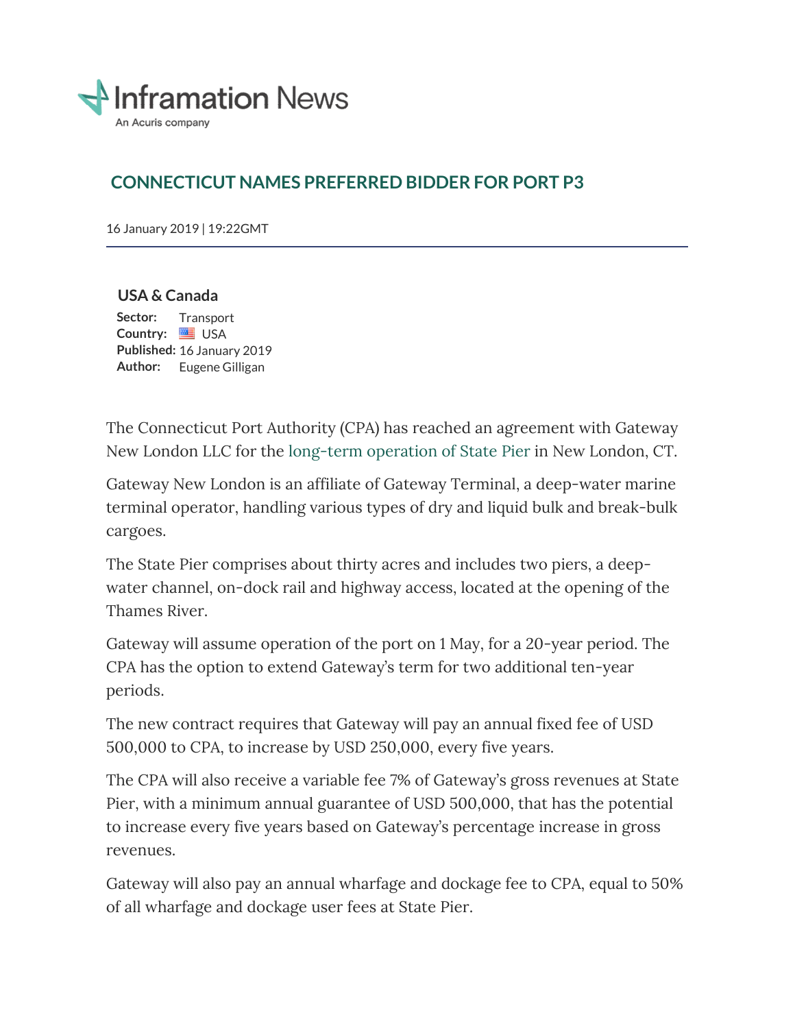Inframation News

An Acuris company

# CONNECTICUT NAMES PREFERRED BIDDER FOR PORT P3

16 January 2019 | 19:22GMT

**USA & Canada**

**Sector:** Transport
**Country:** USA
**Published:** 16 January 2019
**Author:** Eugene Gilligan

The Connecticut Port Authority (CPA) has reached an agreement with Gateway New London LLC for the long-term operation of State Pier in New London, CT.

Gateway New London is an affiliate of Gateway Terminal, a deep-water marine terminal operator, handling various types of dry and liquid bulk and break-bulk cargoes.

The State Pier comprises about thirty acres and includes two piers, a deep-water channel, on-dock rail and highway access, located at the opening of the Thames River.

Gateway will assume operation of the port on 1 May, for a 20-year period. The CPA has the option to extend Gateway's term for two additional ten-year periods.

The new contract requires that Gateway will pay an annual fixed fee of USD 500,000 to CPA, to increase by USD 250,000, every five years.

The CPA will also receive a variable fee 7% of Gateway's gross revenues at State Pier, with a minimum annual guarantee of USD 500,000, that has the potential to increase every five years based on Gateway's percentage increase in gross revenues.

Gateway will also pay an annual wharfage and dockage fee to CPA, equal to 50% of all wharfage and dockage user fees at State Pier.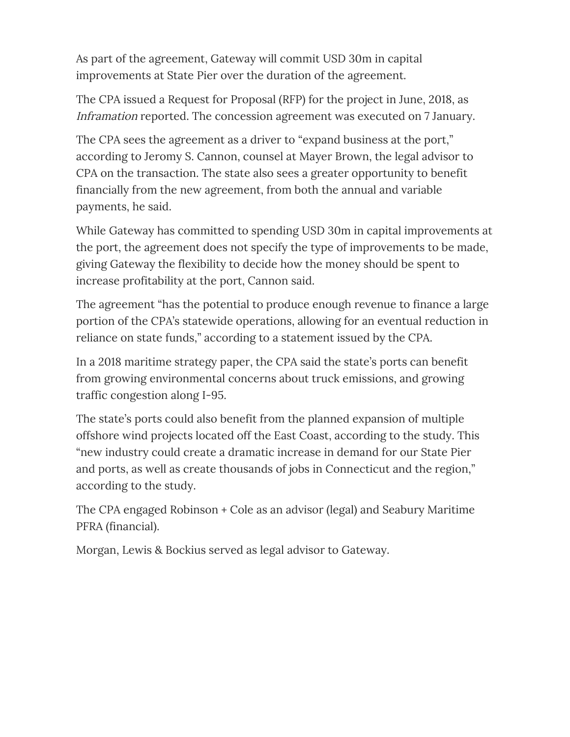As part of the agreement, Gateway will commit USD 30m in capital improvements at State Pier over the duration of the agreement.

The CPA issued a Request for Proposal (RFP) for the project in June, 2018, as *Inframation* reported. The concession agreement was executed on 7 January.

The CPA sees the agreement as a driver to "expand business at the port," according to Jeromy S. Cannon, counsel at Mayer Brown, the legal advisor to CPA on the transaction. The state also sees a greater opportunity to benefit financially from the new agreement, from both the annual and variable payments, he said.

While Gateway has committed to spending USD 30m in capital improvements at the port, the agreement does not specify the type of improvements to be made, giving Gateway the flexibility to decide how the money should be spent to increase profitability at the port, Cannon said.

The agreement "has the potential to produce enough revenue to finance a large portion of the CPA's statewide operations, allowing for an eventual reduction in reliance on state funds," according to a statement issued by the CPA.

In a 2018 maritime strategy paper, the CPA said the state's ports can benefit from growing environmental concerns about truck emissions, and growing traffic congestion along I-95.

The state's ports could also benefit from the planned expansion of multiple offshore wind projects located off the East Coast, according to the study. This "new industry could create a dramatic increase in demand for our State Pier and ports, as well as create thousands of jobs in Connecticut and the region," according to the study.

The CPA engaged Robinson + Cole as an advisor (legal) and Seabury Maritime PFRA (financial).

Morgan, Lewis & Bockius served as legal advisor to Gateway.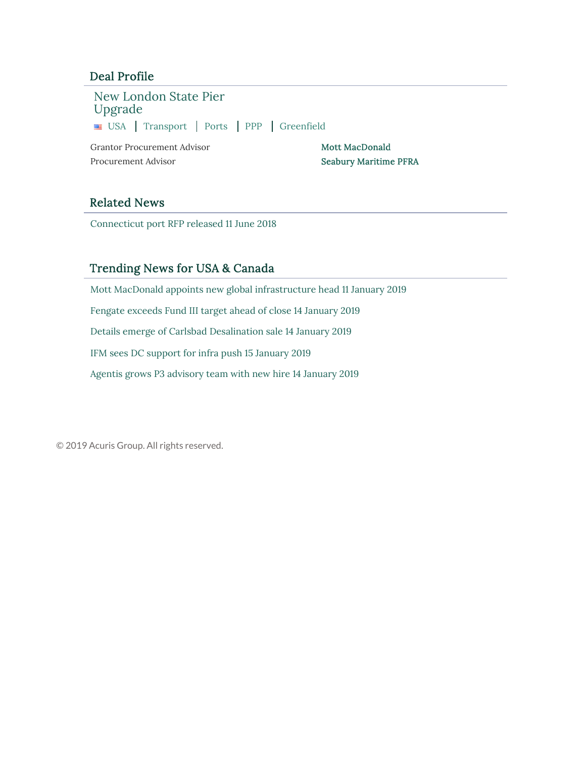## Deal Profile

### New London State Pier Upgrade

USA | Transport | Ports | PPP | Greenfield

| | |
|---|---|
| Grantor Procurement Advisor | **Mott MacDonald** |
| Procurement Advisor | **Seabury Maritime PFRA** |

## Related News

Connecticut port RFP released 11 June 2018

## Trending News for USA & Canada

Mott MacDonald appoints new global infrastructure head 11 January 2019

Fengate exceeds Fund III target ahead of close 14 January 2019

Details emerge of Carlsbad Desalination sale 14 January 2019

IFM sees DC support for infra push 15 January 2019

Agentis grows P3 advisory team with new hire 14 January 2019

© 2019 Acuris Group. All rights reserved.